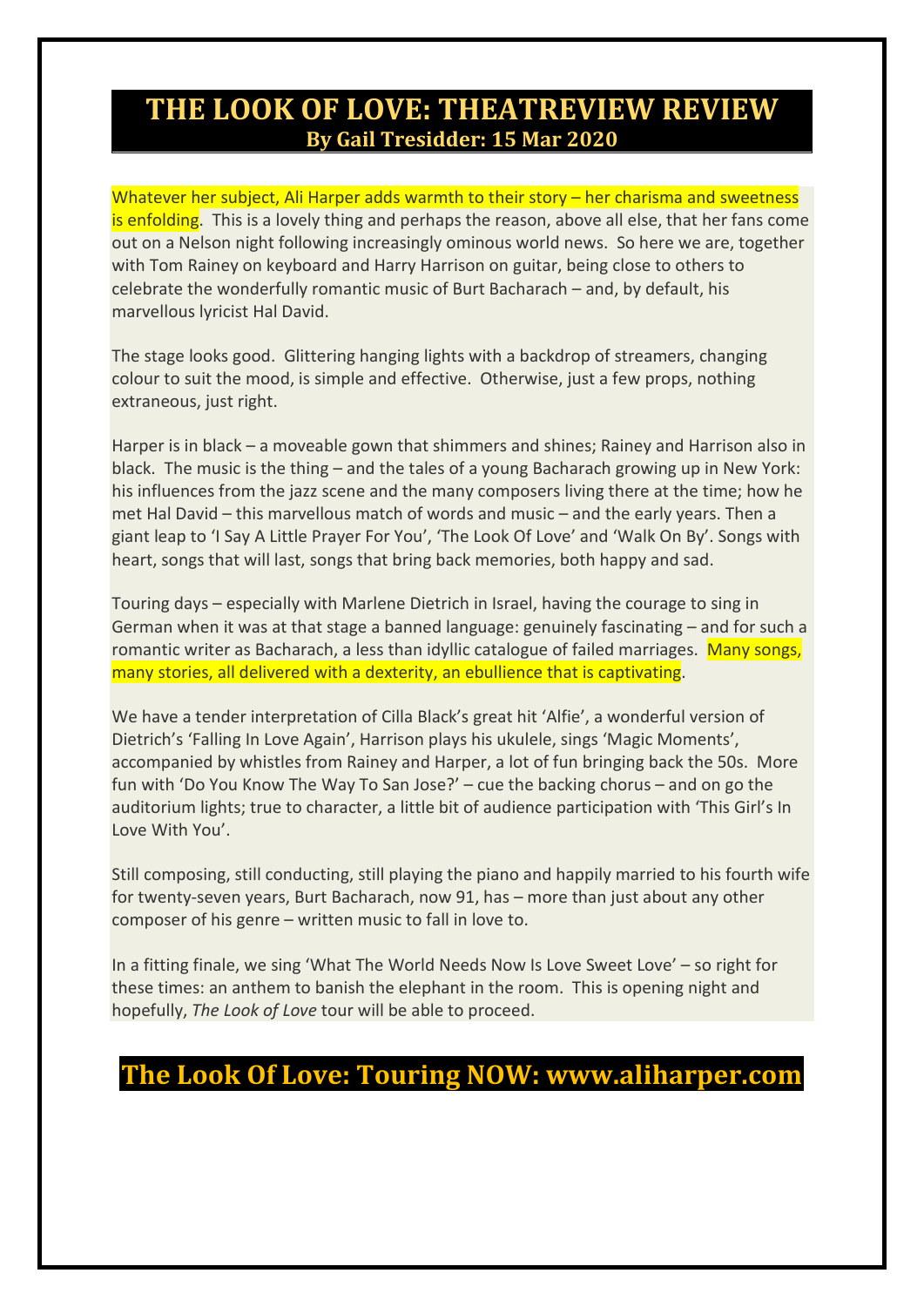# THE LOOK OF LOVE: THEATREVIEW REVIEW

## By Gail Tresidder: 15 Mar 2020

Whatever her subject, Ali Harper adds warmth to their story – her charisma and sweetness is enfolding. This is a lovely thing and perhaps the reason, above all else, that her fans come out on a Nelson night following increasingly ominous world news. So here we are, together with Tom Rainey on keyboard and Harry Harrison on guitar, being close to others to celebrate the wonderfully romantic music of Burt Bacharach – and, by default, his marvellous lyricist Hal David.

The stage looks good. Glittering hanging lights with a backdrop of streamers, changing colour to suit the mood, is simple and effective. Otherwise, just a few props, nothing extraneous, just right.

Harper is in black – a moveable gown that shimmers and shines; Rainey and Harrison also in black. The music is the thing – and the tales of a young Bacharach growing up in New York: his influences from the jazz scene and the many composers living there at the time; how he met Hal David – this marvellous match of words and music – and the early years. Then a giant leap to 'I Say A Little Prayer For You', 'The Look Of Love' and 'Walk On By'. Songs with heart, songs that will last, songs that bring back memories, both happy and sad.

Touring days – especially with Marlene Dietrich in Israel, having the courage to sing in German when it was at that stage a banned language: genuinely fascinating – and for such a romantic writer as Bacharach, a less than idyllic catalogue of failed marriages. Many songs, many stories, all delivered with a dexterity, an ebullience that is captivating.

We have a tender interpretation of Cilla Black's great hit 'Alfie', a wonderful version of Dietrich's 'Falling In Love Again', Harrison plays his ukulele, sings 'Magic Moments', accompanied by whistles from Rainey and Harper, a lot of fun bringing back the 50s. More fun with 'Do You Know The Way To San Jose?' – cue the backing chorus – and on go the auditorium lights; true to character, a little bit of audience participation with 'This Girl's In Love With You'.

Still composing, still conducting, still playing the piano and happily married to his fourth wife for twenty-seven years, Burt Bacharach, now 91, has – more than just about any other composer of his genre – written music to fall in love to.

In a fitting finale, we sing 'What The World Needs Now Is Love Sweet Love' – so right for these times: an anthem to banish the elephant in the room. This is opening night and hopefully, *The Look of Love* tour will be able to proceed.

## The Look Of Love: Touring NOW: www.aliharper.com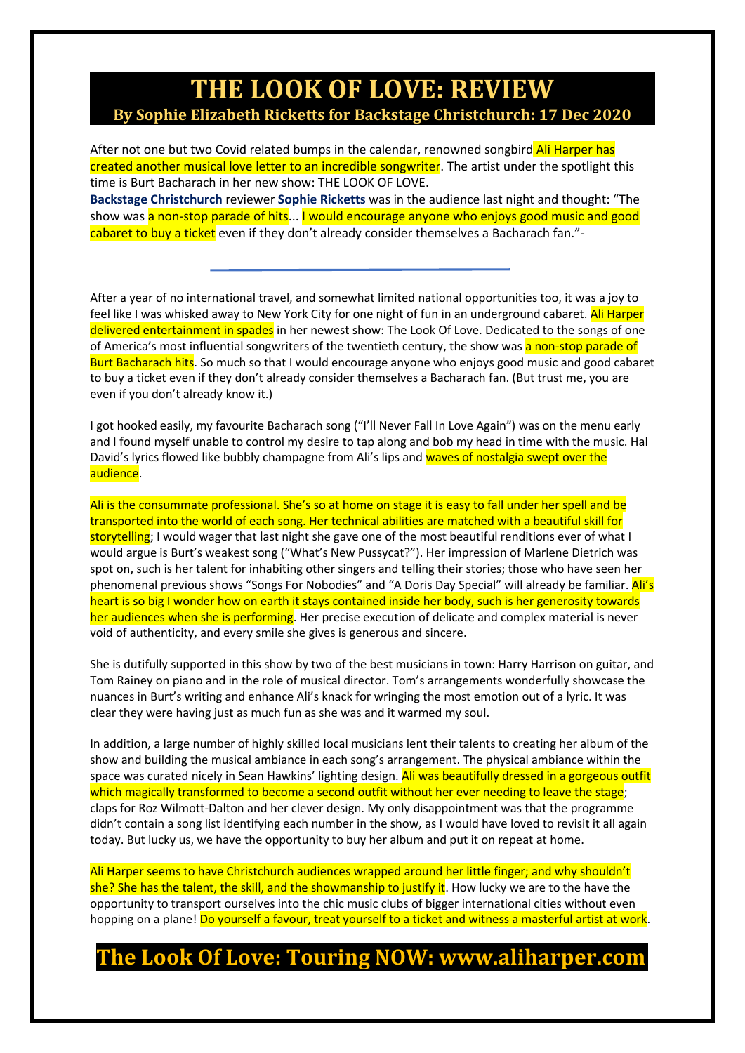# THE LOOK OF LOVE: REVIEW

## By Sophie Elizabeth Ricketts for Backstage Christchurch: 17 Dec 2020

After not one but two Covid related bumps in the calendar, renowned songbird Ali Harper has created another musical love letter to an incredible songwriter. The artist under the spotlight this time is Burt Bacharach in her new show: THE LOOK OF LOVE.
**Backstage Christchurch** reviewer **Sophie Ricketts** was in the audience last night and thought: "The show was a non-stop parade of hits... I would encourage anyone who enjoys good music and good cabaret to buy a ticket even if they don't already consider themselves a Bacharach fan."-

---

After a year of no international travel, and somewhat limited national opportunities too, it was a joy to feel like I was whisked away to New York City for one night of fun in an underground cabaret. Ali Harper delivered entertainment in spades in her newest show: The Look Of Love. Dedicated to the songs of one of America's most influential songwriters of the twentieth century, the show was a non-stop parade of Burt Bacharach hits. So much so that I would encourage anyone who enjoys good music and good cabaret to buy a ticket even if they don't already consider themselves a Bacharach fan. (But trust me, you are even if you don't already know it.)

I got hooked easily, my favourite Bacharach song ("I'll Never Fall In Love Again") was on the menu early and I found myself unable to control my desire to tap along and bob my head in time with the music. Hal David's lyrics flowed like bubbly champagne from Ali's lips and waves of nostalgia swept over the audience.

Ali is the consummate professional. She's so at home on stage it is easy to fall under her spell and be transported into the world of each song. Her technical abilities are matched with a beautiful skill for storytelling; I would wager that last night she gave one of the most beautiful renditions ever of what I would argue is Burt's weakest song ("What's New Pussycat?"). Her impression of Marlene Dietrich was spot on, such is her talent for inhabiting other singers and telling their stories; those who have seen her phenomenal previous shows "Songs For Nobodies" and "A Doris Day Special" will already be familiar. Ali's heart is so big I wonder how on earth it stays contained inside her body, such is her generosity towards her audiences when she is performing. Her precise execution of delicate and complex material is never void of authenticity, and every smile she gives is generous and sincere.

She is dutifully supported in this show by two of the best musicians in town: Harry Harrison on guitar, and Tom Rainey on piano and in the role of musical director. Tom's arrangements wonderfully showcase the nuances in Burt's writing and enhance Ali's knack for wringing the most emotion out of a lyric. It was clear they were having just as much fun as she was and it warmed my soul.

In addition, a large number of highly skilled local musicians lent their talents to creating her album of the show and building the musical ambiance in each song's arrangement. The physical ambiance within the space was curated nicely in Sean Hawkins' lighting design. Ali was beautifully dressed in a gorgeous outfit which magically transformed to become a second outfit without her ever needing to leave the stage; claps for Roz Wilmott-Dalton and her clever design. My only disappointment was that the programme didn't contain a song list identifying each number in the show, as I would have loved to revisit it all again today. But lucky us, we have the opportunity to buy her album and put it on repeat at home.

Ali Harper seems to have Christchurch audiences wrapped around her little finger; and why shouldn't she? She has the talent, the skill, and the showmanship to justify it. How lucky we are to the have the opportunity to transport ourselves into the chic music clubs of bigger international cities without even hopping on a plane! Do yourself a favour, treat yourself to a ticket and witness a masterful artist at work.

# The Look Of Love: Touring NOW: www.aliharper.com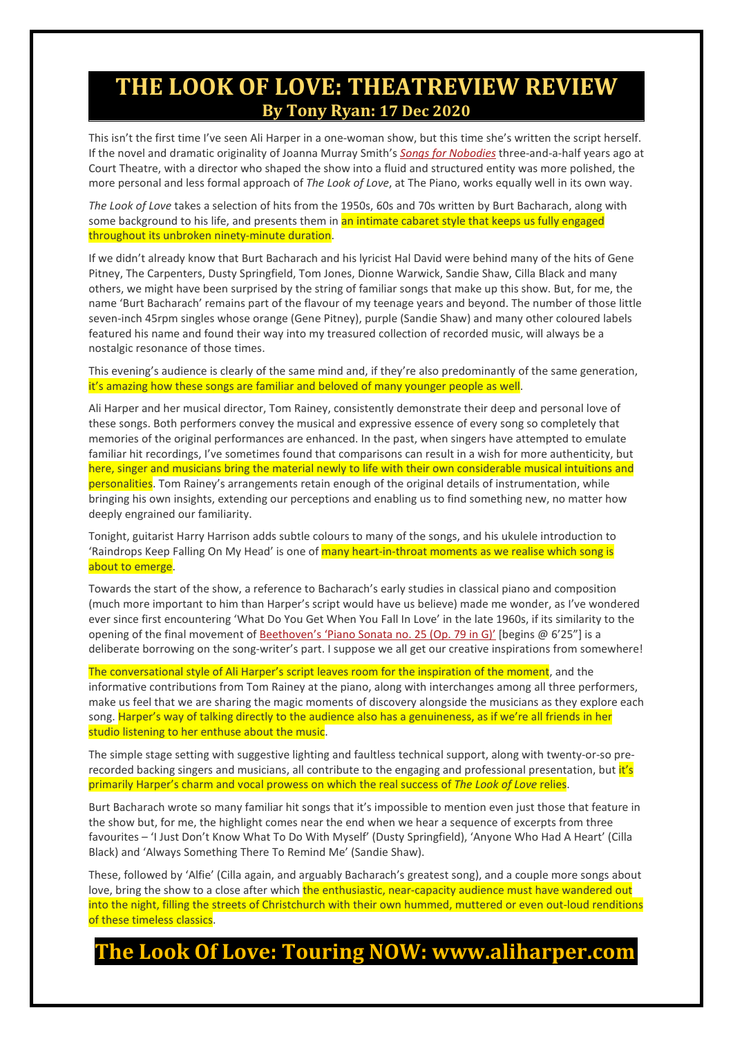# THE LOOK OF LOVE: THEATREVIEW REVIEW

## By Tony Ryan: 17 Dec 2020

This isn't the first time I've seen Ali Harper in a one-woman show, but this time she's written the script herself. If the novel and dramatic originality of Joanna Murray Smith's *Songs for Nobodies* three-and-a-half years ago at Court Theatre, with a director who shaped the show into a fluid and structured entity was more polished, the more personal and less formal approach of *The Look of Love*, at The Piano, works equally well in its own way.

*The Look of Love* takes a selection of hits from the 1950s, 60s and 70s written by Burt Bacharach, along with some background to his life, and presents them in an intimate cabaret style that keeps us fully engaged throughout its unbroken ninety-minute duration.

If we didn't already know that Burt Bacharach and his lyricist Hal David were behind many of the hits of Gene Pitney, The Carpenters, Dusty Springfield, Tom Jones, Dionne Warwick, Sandie Shaw, Cilla Black and many others, we might have been surprised by the string of familiar songs that make up this show. But, for me, the name 'Burt Bacharach' remains part of the flavour of my teenage years and beyond. The number of those little seven-inch 45rpm singles whose orange (Gene Pitney), purple (Sandie Shaw) and many other coloured labels featured his name and found their way into my treasured collection of recorded music, will always be a nostalgic resonance of those times.

This evening's audience is clearly of the same mind and, if they're also predominantly of the same generation, it's amazing how these songs are familiar and beloved of many younger people as well.

Ali Harper and her musical director, Tom Rainey, consistently demonstrate their deep and personal love of these songs. Both performers convey the musical and expressive essence of every song so completely that memories of the original performances are enhanced. In the past, when singers have attempted to emulate familiar hit recordings, I've sometimes found that comparisons can result in a wish for more authenticity, but here, singer and musicians bring the material newly to life with their own considerable musical intuitions and personalities. Tom Rainey's arrangements retain enough of the original details of instrumentation, while bringing his own insights, extending our perceptions and enabling us to find something new, no matter how deeply engrained our familiarity.

Tonight, guitarist Harry Harrison adds subtle colours to many of the songs, and his ukulele introduction to 'Raindrops Keep Falling On My Head' is one of many heart-in-throat moments as we realise which song is about to emerge.

Towards the start of the show, a reference to Bacharach's early studies in classical piano and composition (much more important to him than Harper's script would have us believe) made me wonder, as I've wondered ever since first encountering 'What Do You Get When You Fall In Love' in the late 1960s, if its similarity to the opening of the final movement of Beethoven's 'Piano Sonata no. 25 (Op. 79 in G)' [begins @ 6'25"] is a deliberate borrowing on the song-writer's part. I suppose we all get our creative inspirations from somewhere!

The conversational style of Ali Harper's script leaves room for the inspiration of the moment, and the informative contributions from Tom Rainey at the piano, along with interchanges among all three performers, make us feel that we are sharing the magic moments of discovery alongside the musicians as they explore each song. Harper's way of talking directly to the audience also has a genuineness, as if we're all friends in her studio listening to her enthuse about the music.

The simple stage setting with suggestive lighting and faultless technical support, along with twenty-or-so pre-recorded backing singers and musicians, all contribute to the engaging and professional presentation, but it's primarily Harper's charm and vocal prowess on which the real success of *The Look of Love* relies.

Burt Bacharach wrote so many familiar hit songs that it's impossible to mention even just those that feature in the show but, for me, the highlight comes near the end when we hear a sequence of excerpts from three favourites – 'I Just Don't Know What To Do With Myself' (Dusty Springfield), 'Anyone Who Had A Heart' (Cilla Black) and 'Always Something There To Remind Me' (Sandie Shaw).

These, followed by 'Alfie' (Cilla again, and arguably Bacharach's greatest song), and a couple more songs about love, bring the show to a close after which the enthusiastic, near-capacity audience must have wandered out into the night, filling the streets of Christchurch with their own hummed, muttered or even out-loud renditions of these timeless classics.

# The Look Of Love: Touring NOW: www.aliharper.com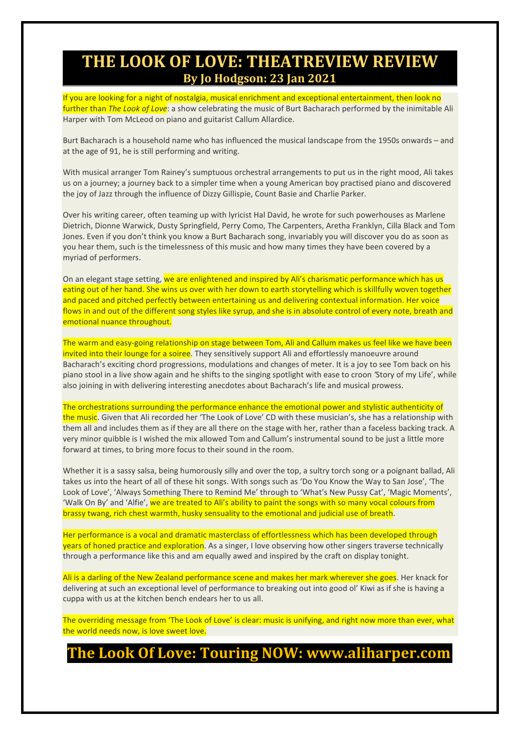# THE LOOK OF LOVE: THEATREVIEW REVIEW

## By Jo Hodgson: 23 Jan 2021

If you are looking for a night of nostalgia, musical enrichment and exceptional entertainment, then look no further than *The Look of Love*: a show celebrating the music of Burt Bacharach performed by the inimitable Ali Harper with Tom McLeod on piano and guitarist Callum Allardice.

Burt Bacharach is a household name who has influenced the musical landscape from the 1950s onwards – and at the age of 91, he is still performing and writing.

With musical arranger Tom Rainey's sumptuous orchestral arrangements to put us in the right mood, Ali takes us on a journey; a journey back to a simpler time when a young American boy practised piano and discovered the joy of Jazz through the influence of Dizzy Gillispie, Count Basie and Charlie Parker.

Over his writing career, often teaming up with lyricist Hal David, he wrote for such powerhouses as Marlene Dietrich, Dionne Warwick, Dusty Springfield, Perry Como, The Carpenters, Aretha Franklyn, Cilla Black and Tom Jones. Even if you don't think you know a Burt Bacharach song, invariably you will discover you do as soon as you hear them, such is the timelessness of this music and how many times they have been covered by a myriad of performers.

On an elegant stage setting, we are enlightened and inspired by Ali's charismatic performance which has us eating out of her hand. She wins us over with her down to earth storytelling which is skillfully woven together and paced and pitched perfectly between entertaining us and delivering contextual information. Her voice flows in and out of the different song styles like syrup, and she is in absolute control of every note, breath and emotional nuance throughout.

The warm and easy-going relationship on stage between Tom, Ali and Callum makes us feel like we have been invited into their lounge for a soiree. They sensitively support Ali and effortlessly manoeuvre around Bacharach's exciting chord progressions, modulations and changes of meter. It is a joy to see Tom back on his piano stool in a live show again and he shifts to the singing spotlight with ease to croon 'Story of my Life', while also joining in with delivering interesting anecdotes about Bacharach's life and musical prowess.

The orchestrations surrounding the performance enhance the emotional power and stylistic authenticity of the music. Given that Ali recorded her 'The Look of Love' CD with these musician's, she has a relationship with them all and includes them as if they are all there on the stage with her, rather than a faceless backing track. A very minor quibble is I wished the mix allowed Tom and Callum's instrumental sound to be just a little more forward at times, to bring more focus to their sound in the room.

Whether it is a sassy salsa, being humorously silly and over the top, a sultry torch song or a poignant ballad, Ali takes us into the heart of all of these hit songs. With songs such as 'Do You Know the Way to San Jose', 'The Look of Love', 'Always Something There to Remind Me' through to 'What's New Pussy Cat', 'Magic Moments', 'Walk On By' and 'Alfie', we are treated to Ali's ability to paint the songs with so many vocal colours from brassy twang, rich chest warmth, husky sensuality to the emotional and judicial use of breath.

Her performance is a vocal and dramatic masterclass of effortlessness which has been developed through years of honed practice and exploration. As a singer, I love observing how other singers traverse technically through a performance like this and am equally awed and inspired by the craft on display tonight.

Ali is a darling of the New Zealand performance scene and makes her mark wherever she goes. Her knack for delivering at such an exceptional level of performance to breaking out into good ol' Kiwi as if she is having a cuppa with us at the kitchen bench endears her to us all.

The overriding message from 'The Look of Love' is clear: music is unifying, and right now more than ever, what the world needs now, is love sweet love.

# The Look Of Love: Touring NOW: www.aliharper.com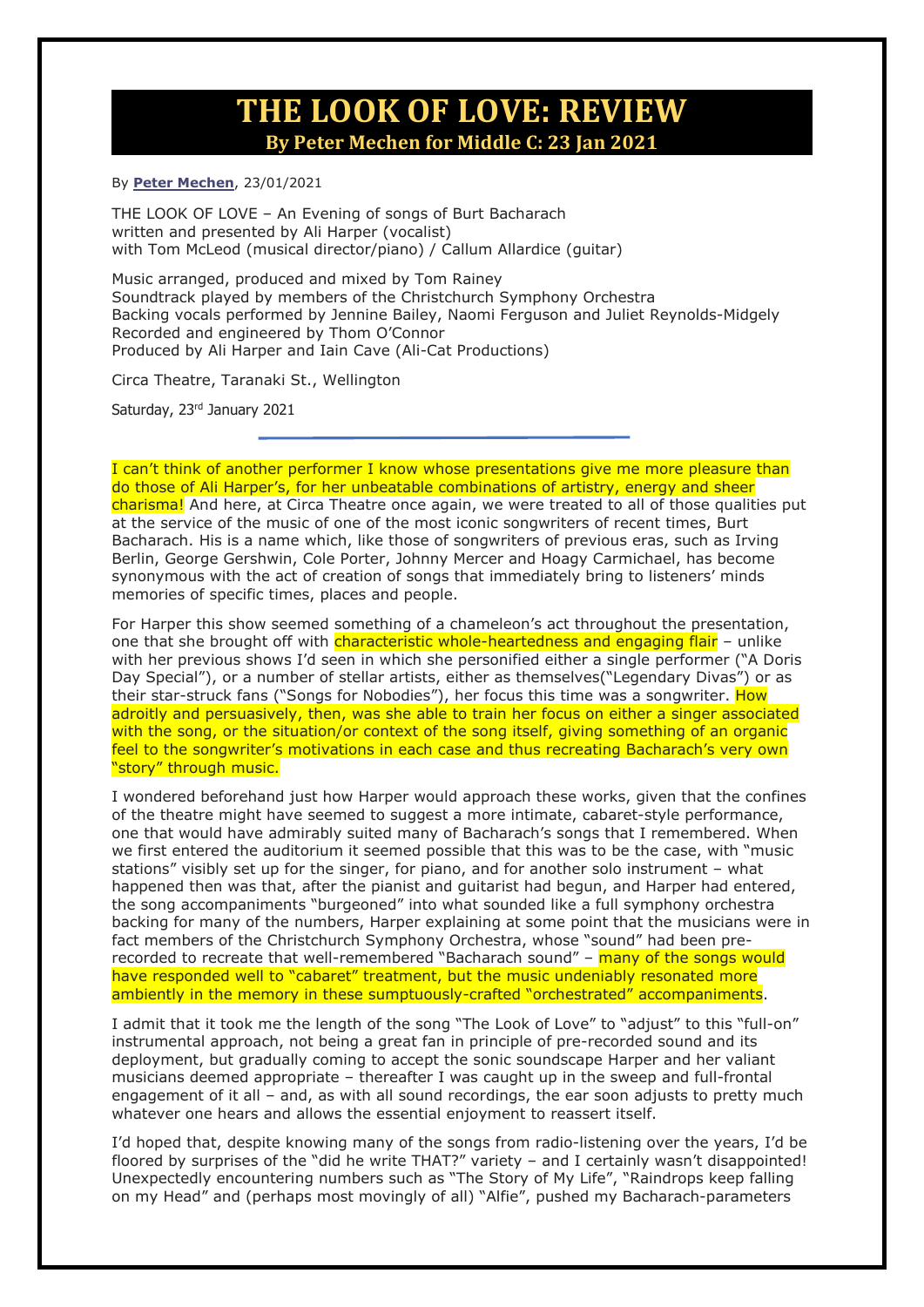# THE LOOK OF LOVE: REVIEW

## By Peter Mechen for Middle C: 23 Jan 2021

By **Peter Mechen**, 23/01/2021

THE LOOK OF LOVE – An Evening of songs of Burt Bacharach
written and presented by Ali Harper (vocalist)
with Tom McLeod (musical director/piano) / Callum Allardice (guitar)

Music arranged, produced and mixed by Tom Rainey
Soundtrack played by members of the Christchurch Symphony Orchestra
Backing vocals performed by Jennine Bailey, Naomi Ferguson and Juliet Reynolds-Midgely
Recorded and engineered by Thom O'Connor
Produced by Ali Harper and Iain Cave (Ali-Cat Productions)

Circa Theatre, Taranaki St., Wellington

Saturday, 23rd January 2021

---

I can't think of another performer I know whose presentations give me more pleasure than do those of Ali Harper's, for her unbeatable combinations of artistry, energy and sheer charisma! And here, at Circa Theatre once again, we were treated to all of those qualities put at the service of the music of one of the most iconic songwriters of recent times, Burt Bacharach. His is a name which, like those of songwriters of previous eras, such as Irving Berlin, George Gershwin, Cole Porter, Johnny Mercer and Hoagy Carmichael, has become synonymous with the act of creation of songs that immediately bring to listeners' minds memories of specific times, places and people.

For Harper this show seemed something of a chameleon's act throughout the presentation, one that she brought off with characteristic whole-heartedness and engaging flair – unlike with her previous shows I'd seen in which she personified either a single performer ("A Doris Day Special"), or a number of stellar artists, either as themselves("Legendary Divas") or as their star-struck fans ("Songs for Nobodies"), her focus this time was a songwriter. How adroitly and persuasively, then, was she able to train her focus on either a singer associated with the song, or the situation/or context of the song itself, giving something of an organic feel to the songwriter's motivations in each case and thus recreating Bacharach's very own "story" through music.

I wondered beforehand just how Harper would approach these works, given that the confines of the theatre might have seemed to suggest a more intimate, cabaret-style performance, one that would have admirably suited many of Bacharach's songs that I remembered. When we first entered the auditorium it seemed possible that this was to be the case, with "music stations" visibly set up for the singer, for piano, and for another solo instrument – what happened then was that, after the pianist and guitarist had begun, and Harper had entered, the song accompaniments "burgeoned" into what sounded like a full symphony orchestra backing for many of the numbers, Harper explaining at some point that the musicians were in fact members of the Christchurch Symphony Orchestra, whose "sound" had been pre-recorded to recreate that well-remembered "Bacharach sound" – many of the songs would have responded well to "cabaret" treatment, but the music undeniably resonated more ambiently in the memory in these sumptuously-crafted "orchestrated" accompaniments.

I admit that it took me the length of the song "The Look of Love" to "adjust" to this "full-on" instrumental approach, not being a great fan in principle of pre-recorded sound and its deployment, but gradually coming to accept the sonic soundscape Harper and her valiant musicians deemed appropriate – thereafter I was caught up in the sweep and full-frontal engagement of it all – and, as with all sound recordings, the ear soon adjusts to pretty much whatever one hears and allows the essential enjoyment to reassert itself.

I'd hoped that, despite knowing many of the songs from radio-listening over the years, I'd be floored by surprises of the "did he write THAT?" variety – and I certainly wasn't disappointed! Unexpectedly encountering numbers such as "The Story of My Life", "Raindrops keep falling on my Head" and (perhaps most movingly of all) "Alfie", pushed my Bacharach-parameters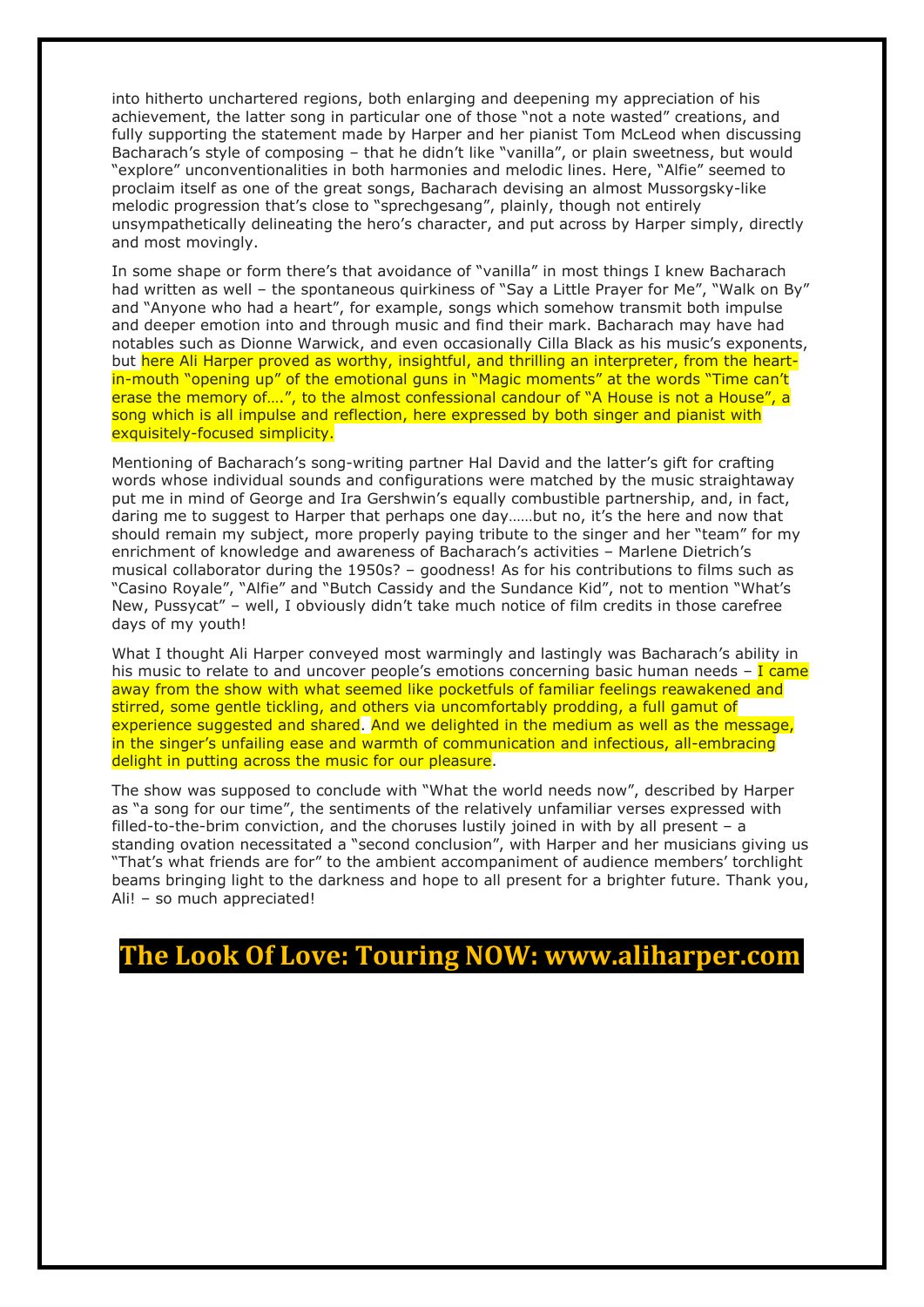into hitherto unchartered regions, both enlarging and deepening my appreciation of his achievement, the latter song in particular one of those "not a note wasted" creations, and fully supporting the statement made by Harper and her pianist Tom McLeod when discussing Bacharach's style of composing – that he didn't like "vanilla", or plain sweetness, but would "explore" unconventionalities in both harmonies and melodic lines. Here, "Alfie" seemed to proclaim itself as one of the great songs, Bacharach devising an almost Mussorgsky-like melodic progression that's close to "sprechgesang", plainly, though not entirely unsympathetically delineating the hero's character, and put across by Harper simply, directly and most movingly.

In some shape or form there's that avoidance of "vanilla" in most things I knew Bacharach had written as well – the spontaneous quirkiness of "Say a Little Prayer for Me", "Walk on By" and "Anyone who had a heart", for example, songs which somehow transmit both impulse and deeper emotion into and through music and find their mark. Bacharach may have had notables such as Dionne Warwick, and even occasionally Cilla Black as his music's exponents, but here Ali Harper proved as worthy, insightful, and thrilling an interpreter, from the heart-in-mouth "opening up" of the emotional guns in "Magic moments" at the words "Time can't erase the memory of….", to the almost confessional candour of "A House is not a House", a song which is all impulse and reflection, here expressed by both singer and pianist with exquisitely-focused simplicity.

Mentioning of Bacharach's song-writing partner Hal David and the latter's gift for crafting words whose individual sounds and configurations were matched by the music straightaway put me in mind of George and Ira Gershwin's equally combustible partnership, and, in fact, daring me to suggest to Harper that perhaps one day……but no, it's the here and now that should remain my subject, more properly paying tribute to the singer and her "team" for my enrichment of knowledge and awareness of Bacharach's activities – Marlene Dietrich's musical collaborator during the 1950s? – goodness! As for his contributions to films such as "Casino Royale", "Alfie" and "Butch Cassidy and the Sundance Kid", not to mention "What's New, Pussycat" – well, I obviously didn't take much notice of film credits in those carefree days of my youth!

What I thought Ali Harper conveyed most warmingly and lastingly was Bacharach's ability in his music to relate to and uncover people's emotions concerning basic human needs – I came away from the show with what seemed like pocketfuls of familiar feelings reawakened and stirred, some gentle tickling, and others via uncomfortably prodding, a full gamut of experience suggested and shared. And we delighted in the medium as well as the message, in the singer's unfailing ease and warmth of communication and infectious, all-embracing delight in putting across the music for our pleasure.

The show was supposed to conclude with "What the world needs now", described by Harper as "a song for our time", the sentiments of the relatively unfamiliar verses expressed with filled-to-the-brim conviction, and the choruses lustily joined in with by all present – a standing ovation necessitated a "second conclusion", with Harper and her musicians giving us "That's what friends are for" to the ambient accompaniment of audience members' torchlight beams bringing light to the darkness and hope to all present for a brighter future. Thank you, Ali! – so much appreciated!

## The Look Of Love: Touring NOW: www.aliharper.com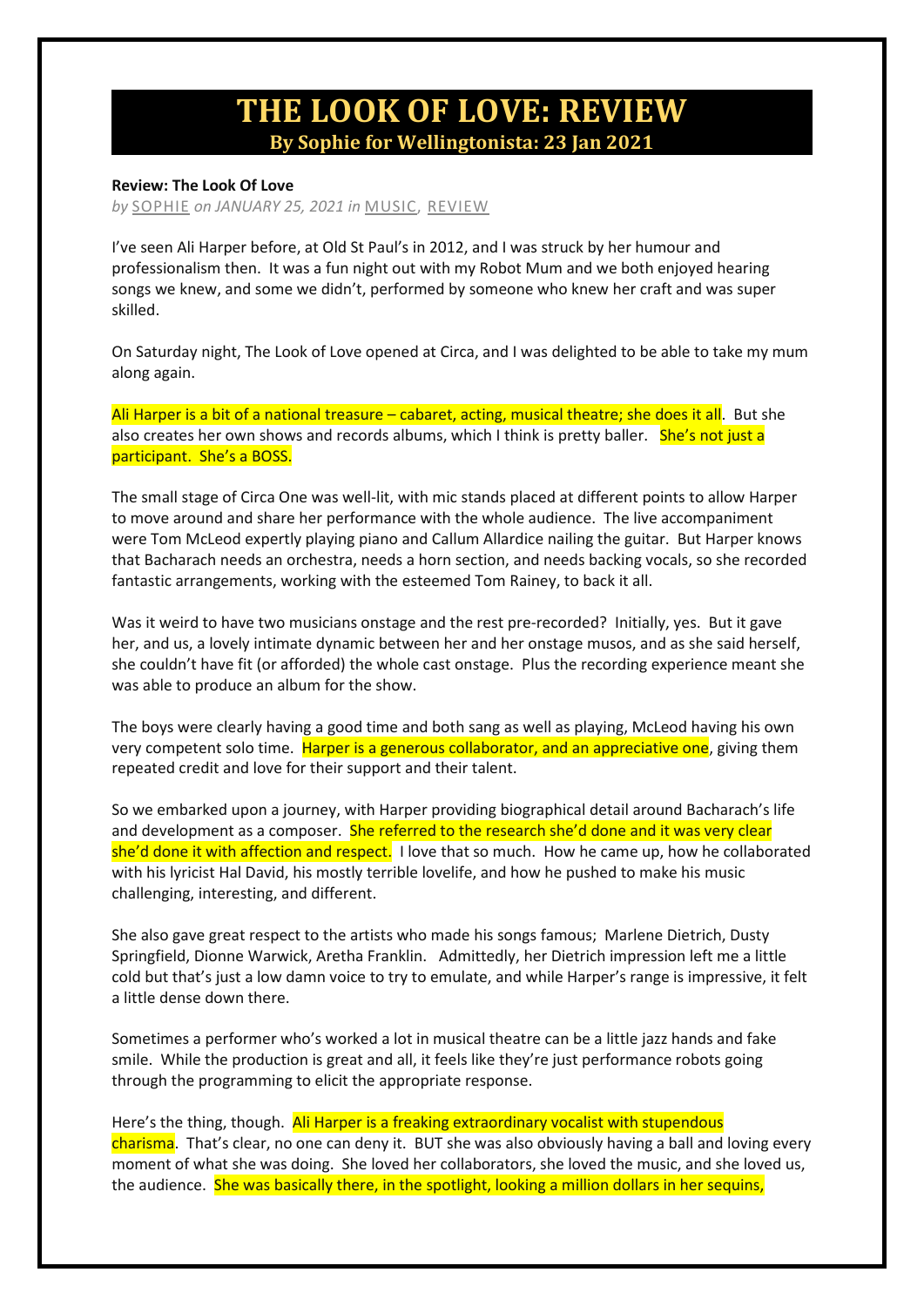# THE LOOK OF LOVE: REVIEW

## By Sophie for Wellingtonista: 23 Jan 2021

**Review: The Look Of Love**

*by* SOPHIE *on JANUARY 25, 2021 in* MUSIC, REVIEW

I've seen Ali Harper before, at Old St Paul's in 2012, and I was struck by her humour and professionalism then. It was a fun night out with my Robot Mum and we both enjoyed hearing songs we knew, and some we didn't, performed by someone who knew her craft and was super skilled.

On Saturday night, The Look of Love opened at Circa, and I was delighted to be able to take my mum along again.

Ali Harper is a bit of a national treasure – cabaret, acting, musical theatre; she does it all. But she also creates her own shows and records albums, which I think is pretty baller. She's not just a participant. She's a BOSS.

The small stage of Circa One was well-lit, with mic stands placed at different points to allow Harper to move around and share her performance with the whole audience. The live accompaniment were Tom McLeod expertly playing piano and Callum Allardice nailing the guitar. But Harper knows that Bacharach needs an orchestra, needs a horn section, and needs backing vocals, so she recorded fantastic arrangements, working with the esteemed Tom Rainey, to back it all.

Was it weird to have two musicians onstage and the rest pre-recorded? Initially, yes. But it gave her, and us, a lovely intimate dynamic between her and her onstage musos, and as she said herself, she couldn't have fit (or afforded) the whole cast onstage. Plus the recording experience meant she was able to produce an album for the show.

The boys were clearly having a good time and both sang as well as playing, McLeod having his own very competent solo time. Harper is a generous collaborator, and an appreciative one, giving them repeated credit and love for their support and their talent.

So we embarked upon a journey, with Harper providing biographical detail around Bacharach's life and development as a composer. She referred to the research she'd done and it was very clear she'd done it with affection and respect. I love that so much. How he came up, how he collaborated with his lyricist Hal David, his mostly terrible lovelife, and how he pushed to make his music challenging, interesting, and different.

She also gave great respect to the artists who made his songs famous; Marlene Dietrich, Dusty Springfield, Dionne Warwick, Aretha Franklin. Admittedly, her Dietrich impression left me a little cold but that's just a low damn voice to try to emulate, and while Harper's range is impressive, it felt a little dense down there.

Sometimes a performer who's worked a lot in musical theatre can be a little jazz hands and fake smile. While the production is great and all, it feels like they're just performance robots going through the programming to elicit the appropriate response.

Here's the thing, though. Ali Harper is a freaking extraordinary vocalist with stupendous charisma. That's clear, no one can deny it. BUT she was also obviously having a ball and loving every moment of what she was doing. She loved her collaborators, she loved the music, and she loved us, the audience. She was basically there, in the spotlight, looking a million dollars in her sequins,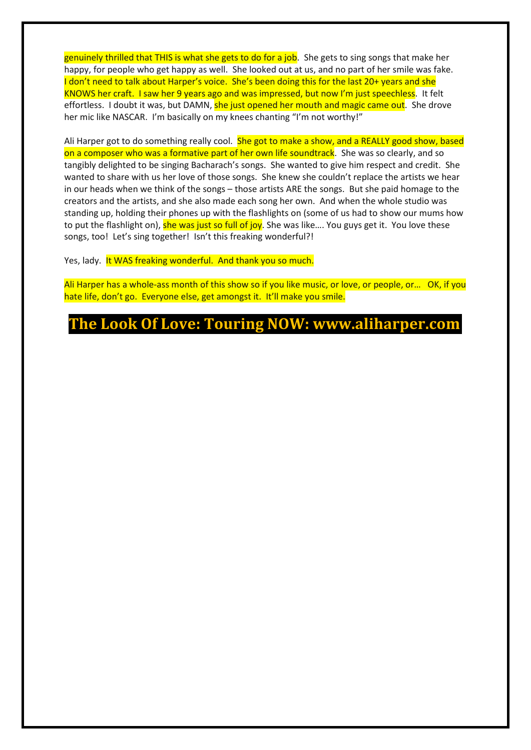genuinely thrilled that THIS is what she gets to do for a job. She gets to sing songs that make her happy, for people who get happy as well. She looked out at us, and no part of her smile was fake. I don't need to talk about Harper's voice. She's been doing this for the last 20+ years and she KNOWS her craft. I saw her 9 years ago and was impressed, but now I'm just speechless. It felt effortless. I doubt it was, but DAMN, she just opened her mouth and magic came out. She drove her mic like NASCAR. I'm basically on my knees chanting "I'm not worthy!"

Ali Harper got to do something really cool. She got to make a show, and a REALLY good show, based on a composer who was a formative part of her own life soundtrack. She was so clearly, and so tangibly delighted to be singing Bacharach's songs. She wanted to give him respect and credit. She wanted to share with us her love of those songs. She knew she couldn't replace the artists we hear in our heads when we think of the songs – those artists ARE the songs. But she paid homage to the creators and the artists, and she also made each song her own. And when the whole studio was standing up, holding their phones up with the flashlights on (some of us had to show our mums how to put the flashlight on), she was just so full of joy. She was like…. You guys get it. You love these songs, too! Let's sing together! Isn't this freaking wonderful?!

Yes, lady. It WAS freaking wonderful. And thank you so much.

Ali Harper has a whole-ass month of this show so if you like music, or love, or people, or… OK, if you hate life, don't go. Everyone else, get amongst it. It'll make you smile.

# The Look Of Love: Touring NOW: www.aliharper.com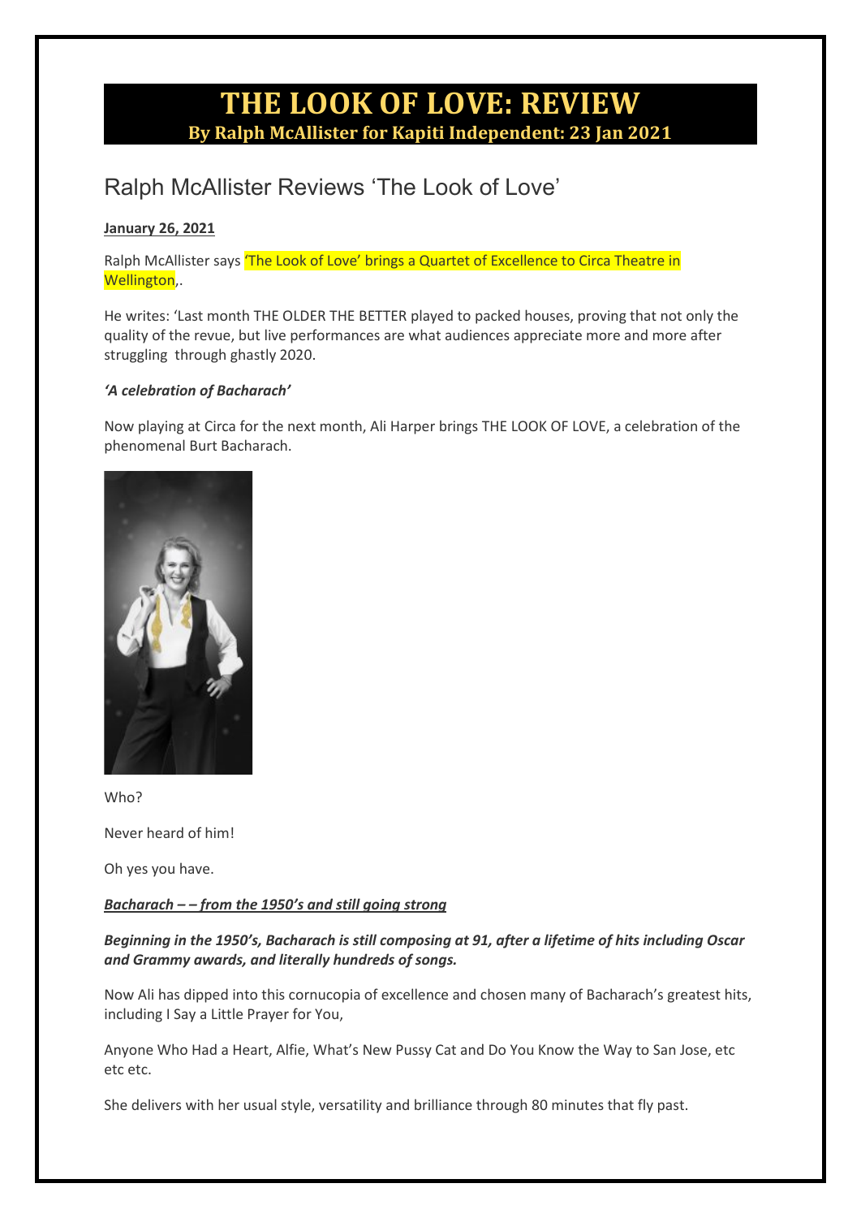# THE LOOK OF LOVE: REVIEW

**By Ralph McAllister for Kapiti Independent: 23 Jan 2021**

## Ralph McAllister Reviews 'The Look of Love'

**January 26, 2021**

Ralph McAllister says 'The Look of Love' brings a Quartet of Excellence to Circa Theatre in Wellington,.

He writes: 'Last month THE OLDER THE BETTER played to packed houses, proving that not only the quality of the revue, but live performances are what audiences appreciate more and more after struggling through ghastly 2020.

***'A celebration of Bacharach'***

Now playing at Circa for the next month, Ali Harper brings THE LOOK OF LOVE, a celebration of the phenomenal Burt Bacharach.

Who?

Never heard of him!

Oh yes you have.

***Bacharach – – from the 1950's and still going strong***

***Beginning in the 1950's, Bacharach is still composing at 91, after a lifetime of hits including Oscar and Grammy awards, and literally hundreds of songs.***

Now Ali has dipped into this cornucopia of excellence and chosen many of Bacharach's greatest hits, including I Say a Little Prayer for You,

Anyone Who Had a Heart, Alfie, What's New Pussy Cat and Do You Know the Way to San Jose, etc etc etc.

She delivers with her usual style, versatility and brilliance through 80 minutes that fly past.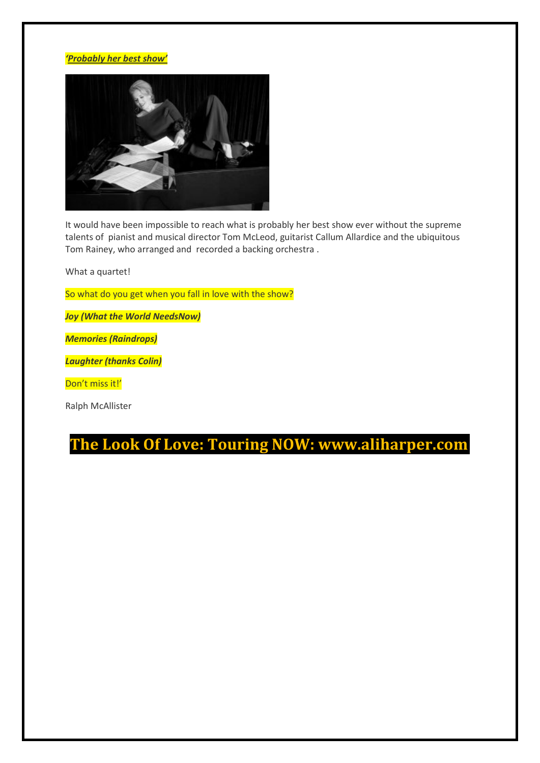***'Probably her best show'***

It would have been impossible to reach what is probably her best show ever without the supreme talents of pianist and musical director Tom McLeod, guitarist Callum Allardice and the ubiquitous Tom Rainey, who arranged and recorded a backing orchestra .

What a quartet!

So what do you get when you fall in love with the show?

***Joy (What the World NeedsNow)***

***Memories (Raindrops)***

***Laughter (thanks Colin)***

Don't miss it!'

Ralph McAllister

## The Look Of Love: Touring NOW: www.aliharper.com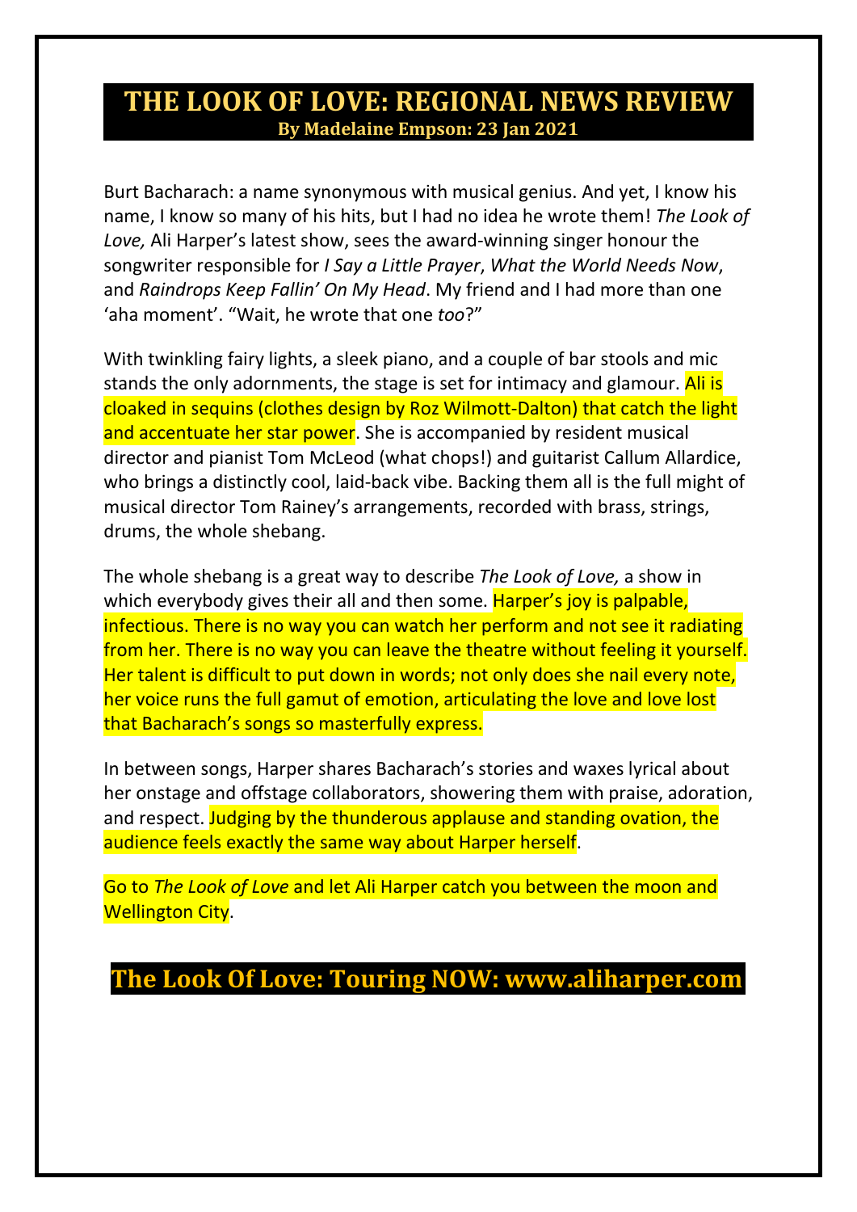# THE LOOK OF LOVE: REGIONAL NEWS REVIEW

**By Madelaine Empson: 23 Jan 2021**

Burt Bacharach: a name synonymous with musical genius. And yet, I know his name, I know so many of his hits, but I had no idea he wrote them! *The Look of Love,* Ali Harper's latest show, sees the award-winning singer honour the songwriter responsible for *I Say a Little Prayer*, *What the World Needs Now*, and *Raindrops Keep Fallin' On My Head*. My friend and I had more than one 'aha moment'. "Wait, he wrote that one *too*?"

With twinkling fairy lights, a sleek piano, and a couple of bar stools and mic stands the only adornments, the stage is set for intimacy and glamour. Ali is cloaked in sequins (clothes design by Roz Wilmott-Dalton) that catch the light and accentuate her star power. She is accompanied by resident musical director and pianist Tom McLeod (what chops!) and guitarist Callum Allardice, who brings a distinctly cool, laid-back vibe. Backing them all is the full might of musical director Tom Rainey's arrangements, recorded with brass, strings, drums, the whole shebang.

The whole shebang is a great way to describe *The Look of Love,* a show in which everybody gives their all and then some. Harper's joy is palpable, infectious. There is no way you can watch her perform and not see it radiating from her. There is no way you can leave the theatre without feeling it yourself. Her talent is difficult to put down in words; not only does she nail every note, her voice runs the full gamut of emotion, articulating the love and love lost that Bacharach's songs so masterfully express.

In between songs, Harper shares Bacharach's stories and waxes lyrical about her onstage and offstage collaborators, showering them with praise, adoration, and respect. Judging by the thunderous applause and standing ovation, the audience feels exactly the same way about Harper herself.

Go to *The Look of Love* and let Ali Harper catch you between the moon and Wellington City.

**The Look Of Love: Touring NOW: www.aliharper.com**